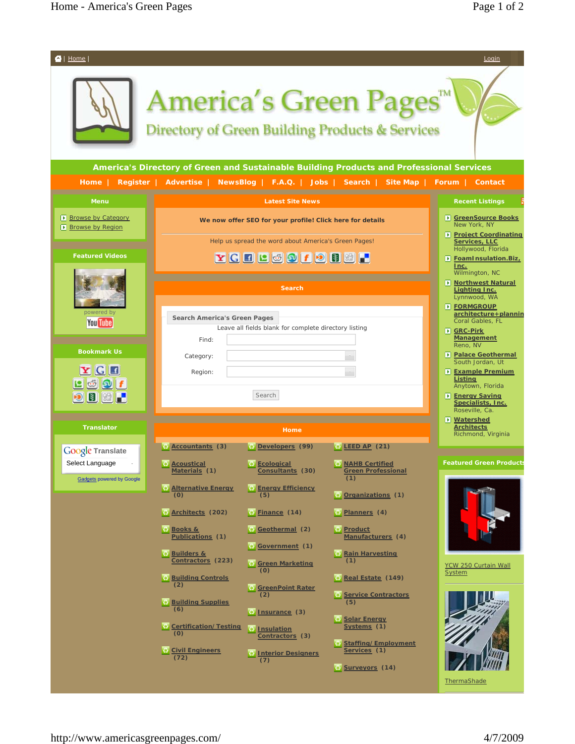| Home | Login

# America's Green Pages™

## Directory of Green Building Products & Services

**America's Directory of Green and Sustainable Building Products and Professional Services**

Home | Register | Advertise | NewsBlog | F.A.Q. | Jobs | Search | Site Map | Forum | Contact

### Menu

- Browse by Category
- Browse by Region

### Featured Videos

powered by YouTube

### Bookmark Us

### Translator

Google Translate
Select Language
Gadgets powered by Google

### Latest Site News

**We now offer SEO for your profile! Click here for details**

Help us spread the word about America's Green Pages!

### Search

Search America's Green Pages

Leave all fields blank for complete directory listing

Find:

Category:

Region:

Search

### Home

- Accountants (3)
- Acoustical Materials (1)
- Alternative Energy (0)
- Architects (202)
- Books & Publications (1)
- Builders & Contractors (223)
- Building Controls (2)
- Building Supplies (6)
- Certification/Testing (0)
- Civil Engineers (72)
- Developers (99)
- Ecological Consultants (30)
- Energy Efficiency (5)
- Finance (14)
- Geothermal (2)
- Government (1)
- Green Marketing (0)
- GreenPoint Rater (2)
- Insurance (3)
- Insulation Contractors (3)
- Interior Designers (7)
- LEED AP (21)
- NAHB Certified Green Professional (1)
- Organizations (1)
- Planners (4)
- Product Manufacturers (4)
- Rain Harvesting (1)
- Real Estate (149)
- Service Contractors (5)
- Solar Energy Systems (1)
- Staffing/Employment Services (1)
- Surveyors (14)

### Recent Listings

- **GreenSource Books** – New York, NY
- **Project Coordinating Services, LLC** – Hollywood, Florida
- **FoamInsulation.Biz, Inc.** – Wilmington, NC
- **Northwest Natural Lighting Inc.** – Lynnwood, WA
- **FORMGROUP architecture+plannin** – Coral Gables, FL
- **GRC-Pirk Management** – Reno, NV
- **Palace Geothermal** – South Jordan, Ut
- **Example Premium Listing** – Anytown, Florida
- **Energy Saving Specialists, Inc.** – Roseville, Ca.
- **Watershed Architects** – Richmond, Virginia

### Featured Green Products

YCW 250 Curtain Wall System

ThermaShade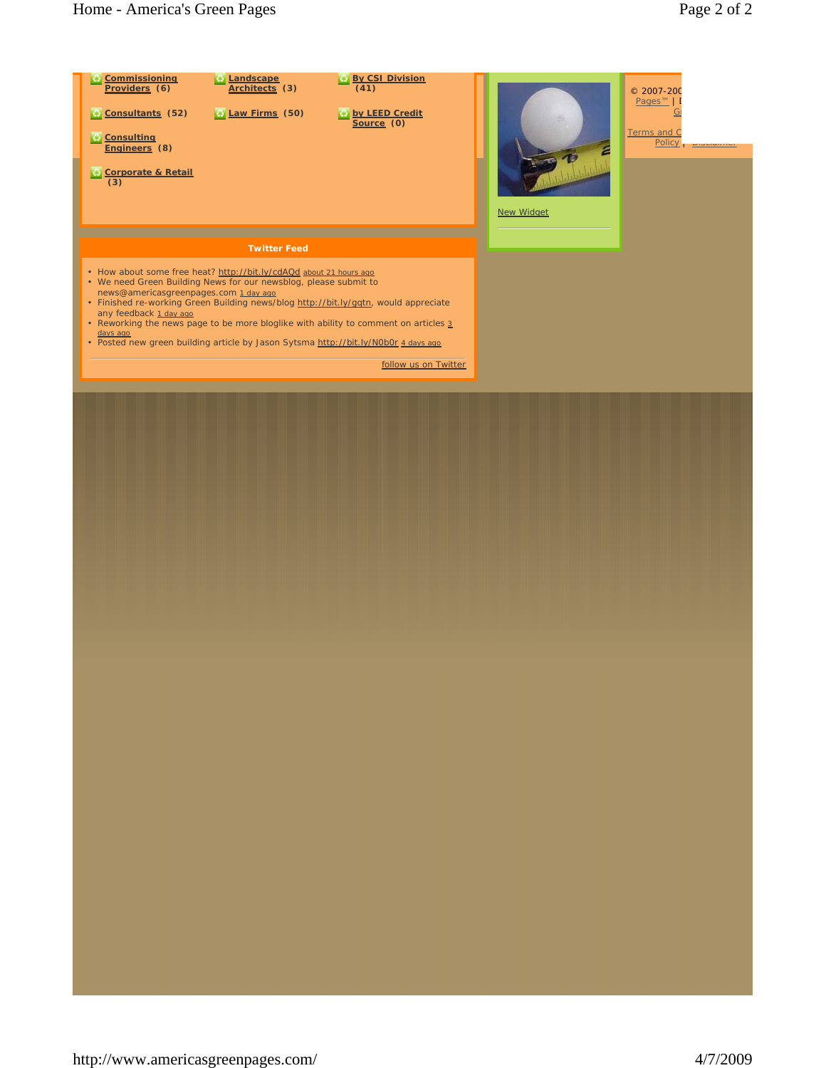- Commissioning Providers (6)
- Consultants (52)
- Consulting Engineers (8)
- Corporate & Retail (3)
- Landscape Architects (3)
- Law Firms (50)
- By CSI Division (41)
- by LEED Credit Source (0)

New Widget

© 2007-200 Pages™ | G

Terms and C Policy |

## Twitter Feed

- How about some free heat? http://bit.ly/cdAQd about 21 hours ago
- We need Green Building News for our newsblog, please submit to news@americasgreenpages.com 1 day ago
- Finished re-working Green Building news/blog http://bit.ly/gqtn, would appreciate any feedback 1 day ago
- Reworking the news page to be more bloglike with ability to comment on articles 3 days ago
- Posted new green building article by Jason Sytsma http://bit.ly/N0b0r 4 days ago

follow us on Twitter